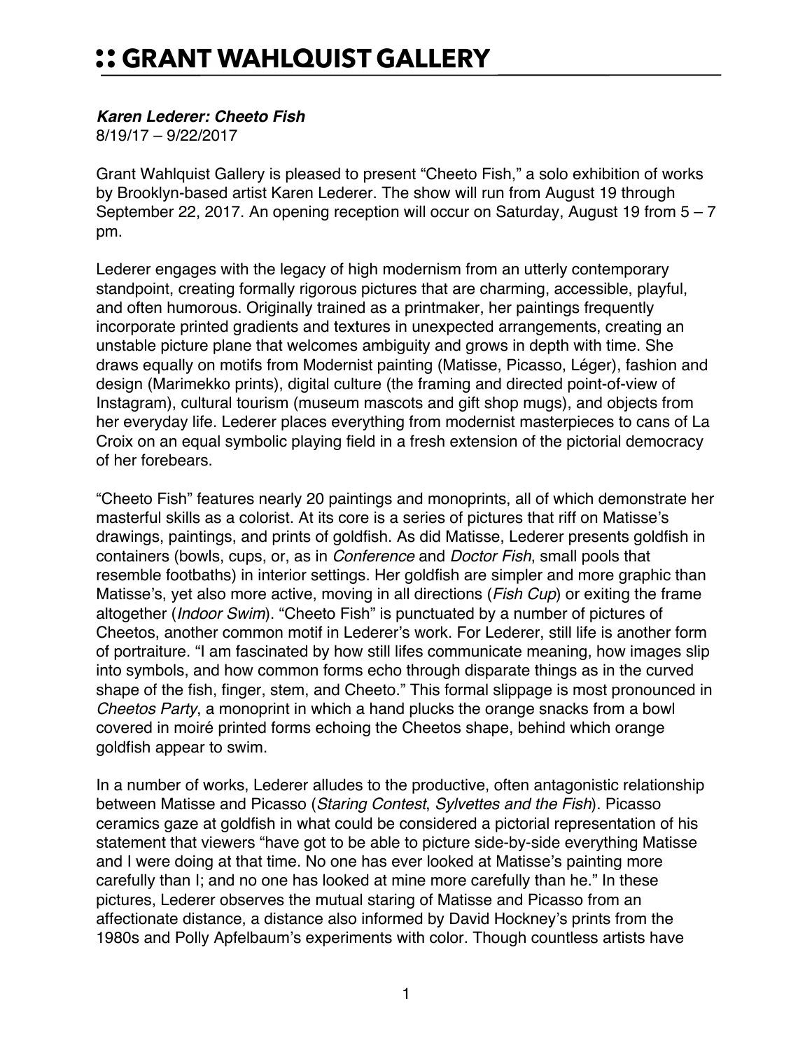# :: GRANT WAHLQUIST GALLERY

***Karen Lederer: Cheeto Fish***
8/19/17 – 9/22/2017

Grant Wahlquist Gallery is pleased to present “Cheeto Fish,” a solo exhibition of works by Brooklyn-based artist Karen Lederer. The show will run from August 19 through September 22, 2017. An opening reception will occur on Saturday, August 19 from 5 – 7 pm.

Lederer engages with the legacy of high modernism from an utterly contemporary standpoint, creating formally rigorous pictures that are charming, accessible, playful, and often humorous. Originally trained as a printmaker, her paintings frequently incorporate printed gradients and textures in unexpected arrangements, creating an unstable picture plane that welcomes ambiguity and grows in depth with time. She draws equally on motifs from Modernist painting (Matisse, Picasso, Léger), fashion and design (Marimekko prints), digital culture (the framing and directed point-of-view of Instagram), cultural tourism (museum mascots and gift shop mugs), and objects from her everyday life. Lederer places everything from modernist masterpieces to cans of La Croix on an equal symbolic playing field in a fresh extension of the pictorial democracy of her forebears.

“Cheeto Fish” features nearly 20 paintings and monoprints, all of which demonstrate her masterful skills as a colorist. At its core is a series of pictures that riff on Matisse’s drawings, paintings, and prints of goldfish. As did Matisse, Lederer presents goldfish in containers (bowls, cups, or, as in *Conference* and *Doctor Fish*, small pools that resemble footbaths) in interior settings. Her goldfish are simpler and more graphic than Matisse’s, yet also more active, moving in all directions (*Fish Cup*) or exiting the frame altogether (*Indoor Swim*). “Cheeto Fish” is punctuated by a number of pictures of Cheetos, another common motif in Lederer’s work. For Lederer, still life is another form of portraiture. “I am fascinated by how still lifes communicate meaning, how images slip into symbols, and how common forms echo through disparate things as in the curved shape of the fish, finger, stem, and Cheeto.” This formal slippage is most pronounced in *Cheetos Party*, a monoprint in which a hand plucks the orange snacks from a bowl covered in moiré printed forms echoing the Cheetos shape, behind which orange goldfish appear to swim.

In a number of works, Lederer alludes to the productive, often antagonistic relationship between Matisse and Picasso (*Staring Contest*, *Sylvettes and the Fish*). Picasso ceramics gaze at goldfish in what could be considered a pictorial representation of his statement that viewers “have got to be able to picture side-by-side everything Matisse and I were doing at that time. No one has ever looked at Matisse’s painting more carefully than I; and no one has looked at mine more carefully than he.” In these pictures, Lederer observes the mutual staring of Matisse and Picasso from an affectionate distance, a distance also informed by David Hockney’s prints from the 1980s and Polly Apfelbaum’s experiments with color. Though countless artists have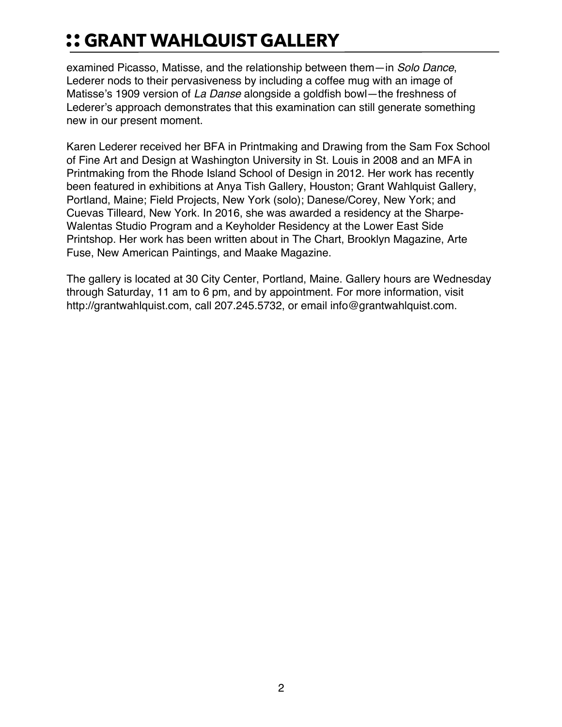examined Picasso, Matisse, and the relationship between them—in *Solo Dance*, Lederer nods to their pervasiveness by including a coffee mug with an image of Matisse's 1909 version of *La Danse* alongside a goldfish bowl—the freshness of Lederer's approach demonstrates that this examination can still generate something new in our present moment.

Karen Lederer received her BFA in Printmaking and Drawing from the Sam Fox School of Fine Art and Design at Washington University in St. Louis in 2008 and an MFA in Printmaking from the Rhode Island School of Design in 2012. Her work has recently been featured in exhibitions at Anya Tish Gallery, Houston; Grant Wahlquist Gallery, Portland, Maine; Field Projects, New York (solo); Danese/Corey, New York; and Cuevas Tilleard, New York. In 2016, she was awarded a residency at the Sharpe-Walentas Studio Program and a Keyholder Residency at the Lower East Side Printshop. Her work has been written about in The Chart, Brooklyn Magazine, Arte Fuse, New American Paintings, and Maake Magazine.

The gallery is located at 30 City Center, Portland, Maine. Gallery hours are Wednesday through Saturday, 11 am to 6 pm, and by appointment. For more information, visit http://grantwahlquist.com, call 207.245.5732, or email info@grantwahlquist.com.